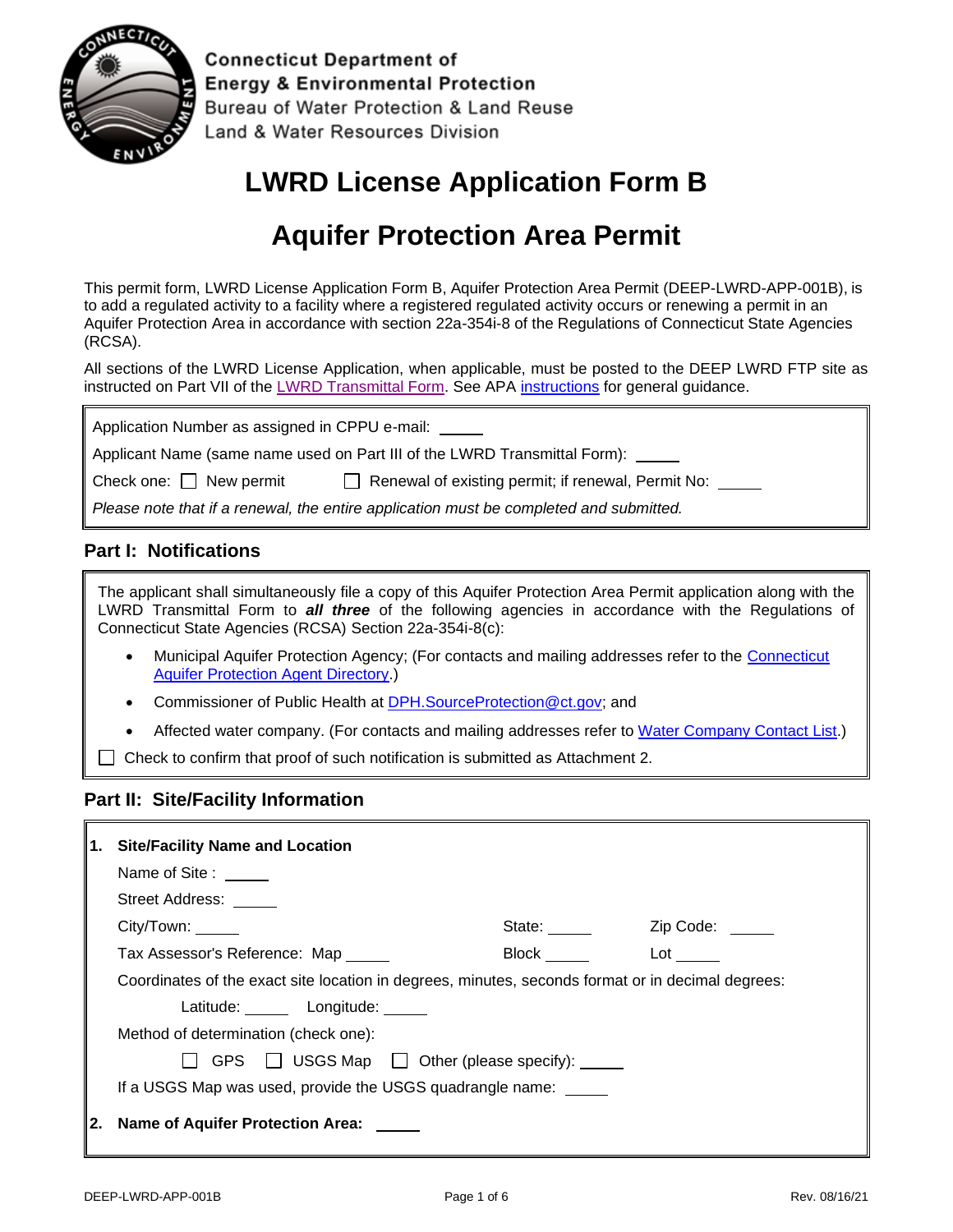Connecticut Department of
Energy & Environmental Protection
Bureau of Water Protection & Land Reuse
Land & Water Resources Division

# LWRD License Application Form B

# Aquifer Protection Area Permit

This permit form, LWRD License Application Form B, Aquifer Protection Area Permit (DEEP-LWRD-APP-001B), is to add a regulated activity to a facility where a registered regulated activity occurs or renewing a permit in an Aquifer Protection Area in accordance with section 22a-354i-8 of the Regulations of Connecticut State Agencies (RCSA).

All sections of the LWRD License Application, when applicable, must be posted to the DEEP LWRD FTP site as instructed on Part VII of the LWRD Transmittal Form. See APA instructions for general guidance.

Application Number as assigned in CPPU e-mail: _____

Applicant Name (same name used on Part III of the LWRD Transmittal Form): _____

Check one: ☐ New permit ☐ Renewal of existing permit; if renewal, Permit No: _____

*Please note that if a renewal, the entire application must be completed and submitted.*

## Part I: Notifications

The applicant shall simultaneously file a copy of this Aquifer Protection Area Permit application along with the LWRD Transmittal Form to ***all three*** of the following agencies in accordance with the Regulations of Connecticut State Agencies (RCSA) Section 22a-354i-8(c):

- Municipal Aquifer Protection Agency; (For contacts and mailing addresses refer to the Connecticut Aquifer Protection Agent Directory.)
- Commissioner of Public Health at DPH.SourceProtection@ct.gov; and
- Affected water company. (For contacts and mailing addresses refer to Water Company Contact List.)

☐ Check to confirm that proof of such notification is submitted as Attachment 2.

## Part II: Site/Facility Information

**1. Site/Facility Name and Location**

Name of Site : _____

Street Address: _____

City/Town: _____ State: _____ Zip Code: _____

Tax Assessor's Reference: Map _____ Block _____ Lot _____

Coordinates of the exact site location in degrees, minutes, seconds format or in decimal degrees:

Latitude: _____ Longitude: _____

Method of determination (check one):

☐ GPS ☐ USGS Map ☐ Other (please specify): _____

If a USGS Map was used, provide the USGS quadrangle name: _____

**2. Name of Aquifer Protection Area:** _____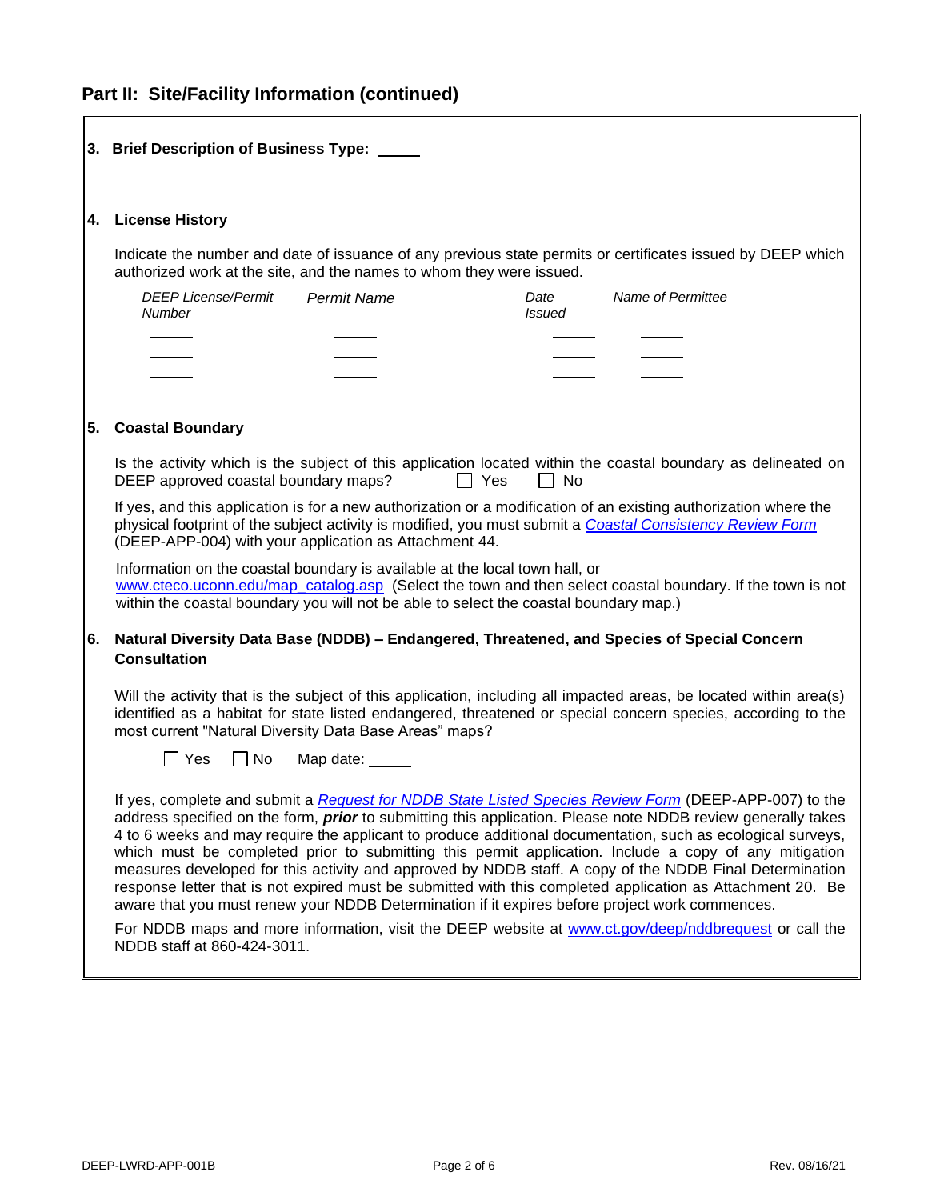## Part II: Site/Facility Information (continued)

**3. Brief Description of Business Type:** _____

**4. License History**

Indicate the number and date of issuance of any previous state permits or certificates issued by DEEP which authorized work at the site, and the names to whom they were issued.

| *DEEP License/Permit Number* | *Permit Name* | *Date Issued* | *Name of Permittee* |
|---|---|---|---|
| _____ | _____ | _____ | _____ |
| _____ | _____ | _____ | _____ |
| _____ | _____ | _____ | _____ |

**5. Coastal Boundary**

Is the activity which is the subject of this application located within the coastal boundary as delineated on DEEP approved coastal boundary maps? ☐ Yes ☐ No

If yes, and this application is for a new authorization or a modification of an existing authorization where the physical footprint of the subject activity is modified, you must submit a *Coastal Consistency Review Form* (DEEP-APP-004) with your application as Attachment 44.

Information on the coastal boundary is available at the local town hall, or www.cteco.uconn.edu/map_catalog.asp (Select the town and then select coastal boundary. If the town is not within the coastal boundary you will not be able to select the coastal boundary map.)

**6. Natural Diversity Data Base (NDDB) – Endangered, Threatened, and Species of Special Concern Consultation**

Will the activity that is the subject of this application, including all impacted areas, be located within area(s) identified as a habitat for state listed endangered, threatened or special concern species, according to the most current "Natural Diversity Data Base Areas" maps?

☐ Yes ☐ No Map date: _____

If yes, complete and submit a *Request for NDDB State Listed Species Review Form* (DEEP-APP-007) to the address specified on the form, ***prior*** to submitting this application. Please note NDDB review generally takes 4 to 6 weeks and may require the applicant to produce additional documentation, such as ecological surveys, which must be completed prior to submitting this permit application. Include a copy of any mitigation measures developed for this activity and approved by NDDB staff. A copy of the NDDB Final Determination response letter that is not expired must be submitted with this completed application as Attachment 20. Be aware that you must renew your NDDB Determination if it expires before project work commences.

For NDDB maps and more information, visit the DEEP website at www.ct.gov/deep/nddbrequest or call the NDDB staff at 860-424-3011.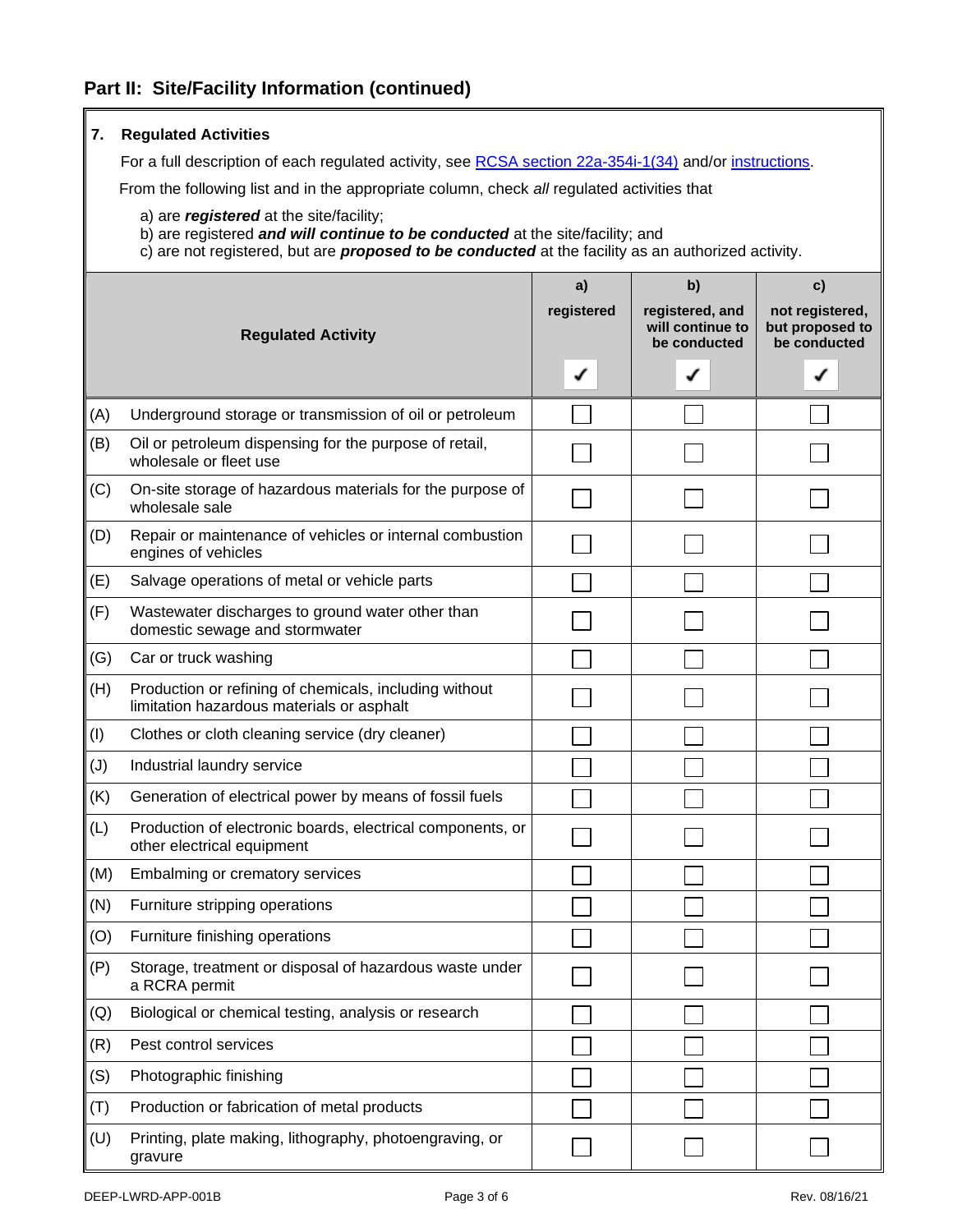## Part II: Site/Facility Information (continued)

**7. Regulated Activities**

For a full description of each regulated activity, see [RCSA section 22a-354i-1(34)]() and/or [instructions]().

From the following list and in the appropriate column, check *all* regulated activities that

a) are ***registered*** at the site/facility;
b) are registered ***and will continue to be conducted*** at the site/facility; and
c) are not registered, but are ***proposed to be conducted*** at the facility as an authorized activity.

| | Regulated Activity | a) registered ✓ | b) registered, and will continue to be conducted ✓ | c) not registered, but proposed to be conducted ✓ |
|---|---|---|---|---|
| (A) | Underground storage or transmission of oil or petroleum | ☐ | ☐ | ☐ |
| (B) | Oil or petroleum dispensing for the purpose of retail, wholesale or fleet use | ☐ | ☐ | ☐ |
| (C) | On-site storage of hazardous materials for the purpose of wholesale sale | ☐ | ☐ | ☐ |
| (D) | Repair or maintenance of vehicles or internal combustion engines of vehicles | ☐ | ☐ | ☐ |
| (E) | Salvage operations of metal or vehicle parts | ☐ | ☐ | ☐ |
| (F) | Wastewater discharges to ground water other than domestic sewage and stormwater | ☐ | ☐ | ☐ |
| (G) | Car or truck washing | ☐ | ☐ | ☐ |
| (H) | Production or refining of chemicals, including without limitation hazardous materials or asphalt | ☐ | ☐ | ☐ |
| (I) | Clothes or cloth cleaning service (dry cleaner) | ☐ | ☐ | ☐ |
| (J) | Industrial laundry service | ☐ | ☐ | ☐ |
| (K) | Generation of electrical power by means of fossil fuels | ☐ | ☐ | ☐ |
| (L) | Production of electronic boards, electrical components, or other electrical equipment | ☐ | ☐ | ☐ |
| (M) | Embalming or crematory services | ☐ | ☐ | ☐ |
| (N) | Furniture stripping operations | ☐ | ☐ | ☐ |
| (O) | Furniture finishing operations | ☐ | ☐ | ☐ |
| (P) | Storage, treatment or disposal of hazardous waste under a RCRA permit | ☐ | ☐ | ☐ |
| (Q) | Biological or chemical testing, analysis or research | ☐ | ☐ | ☐ |
| (R) | Pest control services | ☐ | ☐ | ☐ |
| (S) | Photographic finishing | ☐ | ☐ | ☐ |
| (T) | Production or fabrication of metal products | ☐ | ☐ | ☐ |
| (U) | Printing, plate making, lithography, photoengraving, or gravure | ☐ | ☐ | ☐ |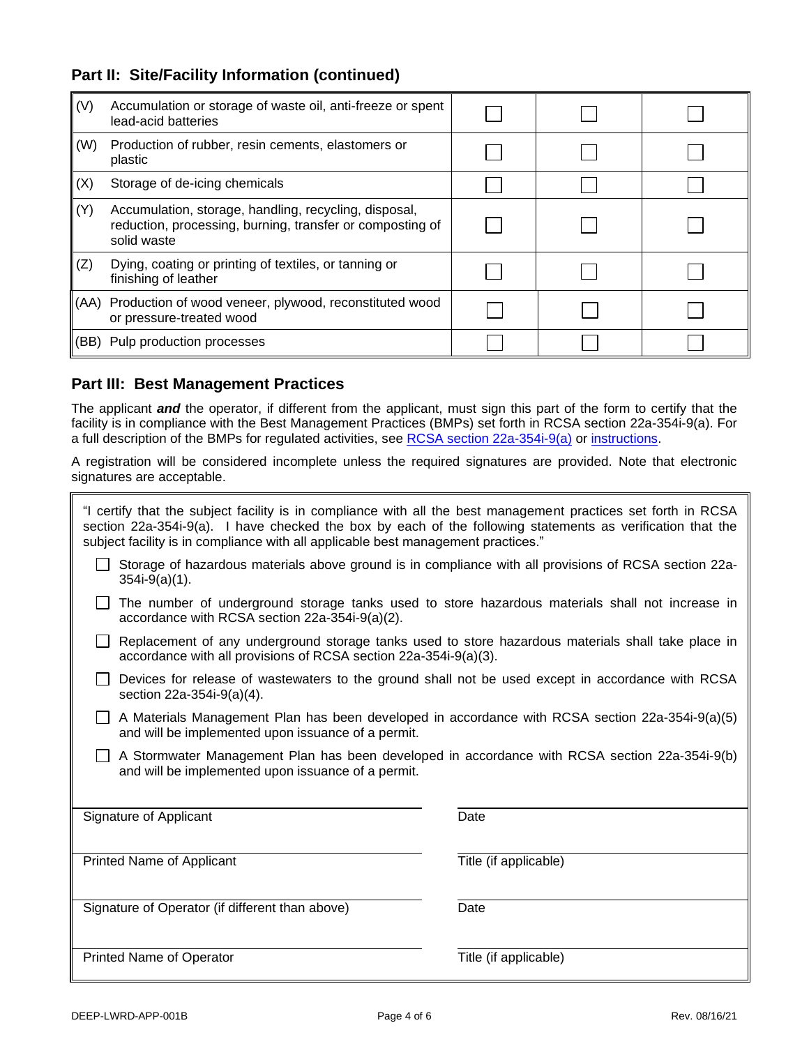## Part II: Site/Facility Information (continued)

| | | | |
|---|---|---|---|
| (V) Accumulation or storage of waste oil, anti-freeze or spent lead-acid batteries | ☐ | ☐ | ☐ |
| (W) Production of rubber, resin cements, elastomers or plastic | ☐ | ☐ | ☐ |
| (X) Storage of de-icing chemicals | ☐ | ☐ | ☐ |
| (Y) Accumulation, storage, handling, recycling, disposal, reduction, processing, burning, transfer or composting of solid waste | ☐ | ☐ | ☐ |
| (Z) Dying, coating or printing of textiles, or tanning or finishing of leather | ☐ | ☐ | ☐ |
| (AA) Production of wood veneer, plywood, reconstituted wood or pressure-treated wood | ☐ | ☐ | ☐ |
| (BB) Pulp production processes | ☐ | ☐ | ☐ |

## Part III: Best Management Practices

The applicant ***and*** the operator, if different from the applicant, must sign this part of the form to certify that the facility is in compliance with the Best Management Practices (BMPs) set forth in RCSA section 22a-354i-9(a). For a full description of the BMPs for regulated activities, see [RCSA section 22a-354i-9(a)]() or [instructions]().

A registration will be considered incomplete unless the required signatures are provided. Note that electronic signatures are acceptable.

"I certify that the subject facility is in compliance with all the best management practices set forth in RCSA section 22a-354i-9(a). I have checked the box by each of the following statements as verification that the subject facility is in compliance with all applicable best management practices."

- ☐ Storage of hazardous materials above ground is in compliance with all provisions of RCSA section 22a-354i-9(a)(1).
- ☐ The number of underground storage tanks used to store hazardous materials shall not increase in accordance with RCSA section 22a-354i-9(a)(2).
- ☐ Replacement of any underground storage tanks used to store hazardous materials shall take place in accordance with all provisions of RCSA section 22a-354i-9(a)(3).
- ☐ Devices for release of wastewaters to the ground shall not be used except in accordance with RCSA section 22a-354i-9(a)(4).
- ☐ A Materials Management Plan has been developed in accordance with RCSA section 22a-354i-9(a)(5) and will be implemented upon issuance of a permit.
- ☐ A Stormwater Management Plan has been developed in accordance with RCSA section 22a-354i-9(b) and will be implemented upon issuance of a permit.

| | |
|---|---|
| Signature of Applicant | Date |
| Printed Name of Applicant | Title (if applicable) |
| Signature of Operator (if different than above) | Date |
| Printed Name of Operator | Title (if applicable) |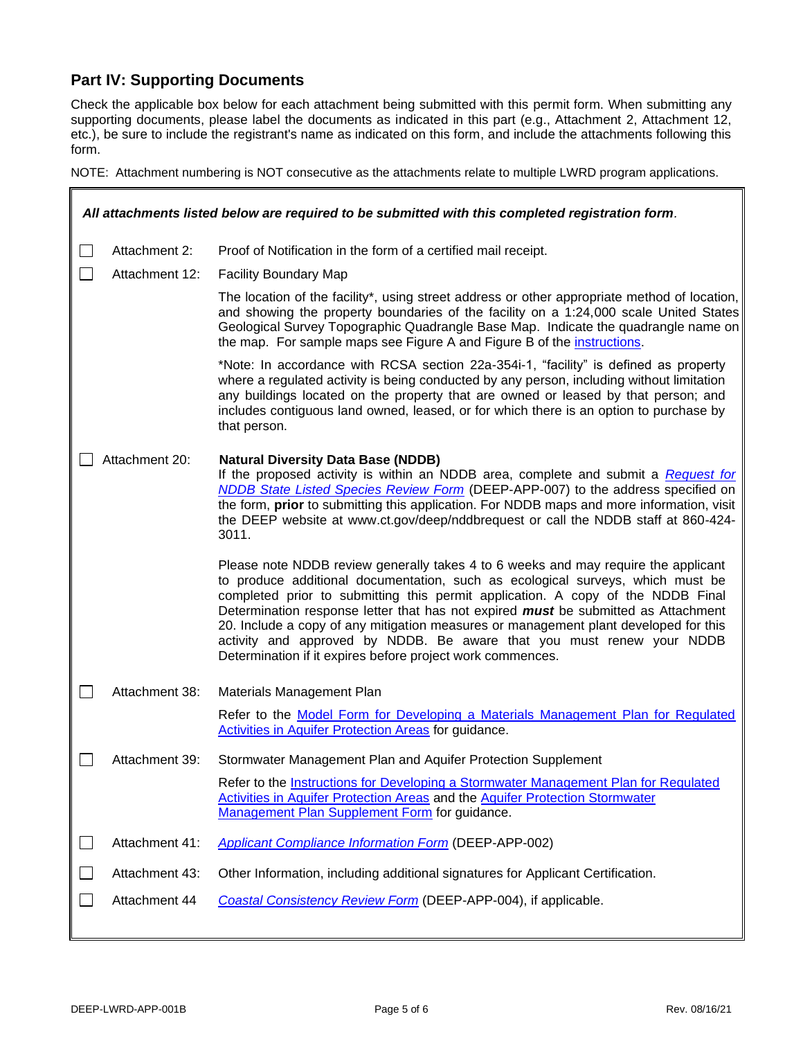## Part IV: Supporting Documents

Check the applicable box below for each attachment being submitted with this permit form. When submitting any supporting documents, please label the documents as indicated in this part (e.g., Attachment 2, Attachment 12, etc.), be sure to include the registrant's name as indicated on this form, and include the attachments following this form.

NOTE: Attachment numbering is NOT consecutive as the attachments relate to multiple LWRD program applications.

***All attachments listed below are required to be submitted with this completed registration form.***

☐ Attachment 2: Proof of Notification in the form of a certified mail receipt.

☐ Attachment 12: Facility Boundary Map

The location of the facility*, using street address or other appropriate method of location, and showing the property boundaries of the facility on a 1:24,000 scale United States Geological Survey Topographic Quadrangle Base Map. Indicate the quadrangle name on the map. For sample maps see Figure A and Figure B of the instructions.

*Note: In accordance with RCSA section 22a-354i-1, "facility" is defined as property where a regulated activity is being conducted by any person, including without limitation any buildings located on the property that are owned or leased by that person; and includes contiguous land owned, leased, or for which there is an option to purchase by that person.

☐ Attachment 20: **Natural Diversity Data Base (NDDB)**

If the proposed activity is within an NDDB area, complete and submit a *Request for NDDB State Listed Species Review Form* (DEEP-APP-007) to the address specified on the form, **prior** to submitting this application. For NDDB maps and more information, visit the DEEP website at www.ct.gov/deep/nddbrequest or call the NDDB staff at 860-424-3011.

Please note NDDB review generally takes 4 to 6 weeks and may require the applicant to produce additional documentation, such as ecological surveys, which must be completed prior to submitting this permit application. A copy of the NDDB Final Determination response letter that has not expired ***must*** be submitted as Attachment 20. Include a copy of any mitigation measures or management plant developed for this activity and approved by NDDB. Be aware that you must renew your NDDB Determination if it expires before project work commences.

☐ Attachment 38: Materials Management Plan

Refer to the Model Form for Developing a Materials Management Plan for Regulated Activities in Aquifer Protection Areas for guidance.

☐ Attachment 39: Stormwater Management Plan and Aquifer Protection Supplement

Refer to the Instructions for Developing a Stormwater Management Plan for Regulated Activities in Aquifer Protection Areas and the Aquifer Protection Stormwater Management Plan Supplement Form for guidance.

☐ Attachment 41: *Applicant Compliance Information Form* (DEEP-APP-002)

☐ Attachment 43: Other Information, including additional signatures for Applicant Certification.

☐ Attachment 44 *Coastal Consistency Review Form* (DEEP-APP-004), if applicable.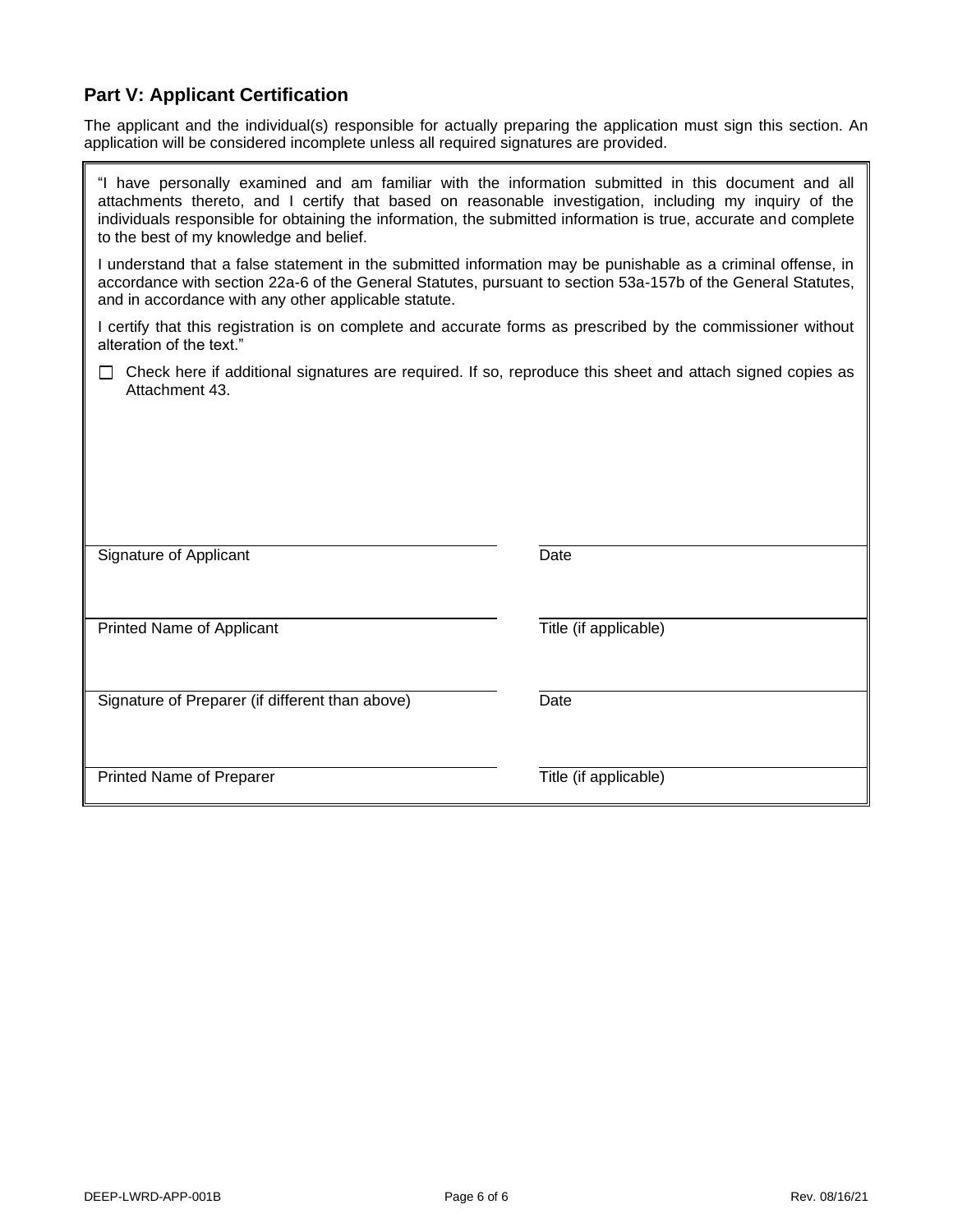## Part V: Applicant Certification

The applicant and the individual(s) responsible for actually preparing the application must sign this section. An application will be considered incomplete unless all required signatures are provided.

"I have personally examined and am familiar with the information submitted in this document and all attachments thereto, and I certify that based on reasonable investigation, including my inquiry of the individuals responsible for obtaining the information, the submitted information is true, accurate and complete to the best of my knowledge and belief.

I understand that a false statement in the submitted information may be punishable as a criminal offense, in accordance with section 22a-6 of the General Statutes, pursuant to section 53a-157b of the General Statutes, and in accordance with any other applicable statute.

I certify that this registration is on complete and accurate forms as prescribed by the commissioner without alteration of the text."

☐ Check here if additional signatures are required. If so, reproduce this sheet and attach signed copies as Attachment 43.

| | |
|---|---|
| Signature of Applicant | Date |
| Printed Name of Applicant | Title (if applicable) |
| Signature of Preparer (if different than above) | Date |
| Printed Name of Preparer | Title (if applicable) |

DEEP-LWRD-APP-001B | Rev. 08/16/21